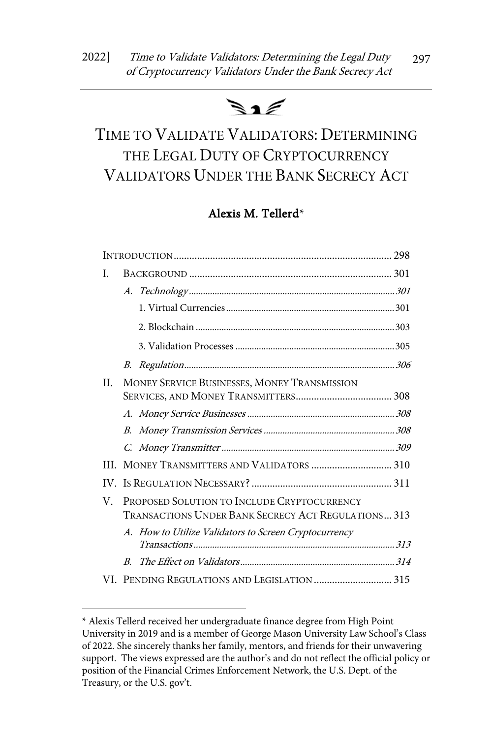# TIME TO VALIDATE VALIDATORS: DETERMINING THE LEGAL DUTY OF CRYPTOCURRENCY VALIDATORS UNDER THE BANK SECRECY ACT

**Alexis M. Tellerd***

INTRODUCTION ........................................................................ 298

I. BACKGROUND ........................................................................ 301
  - *A. Technology* ........................................................................ *301*
    - 1. Virtual Currencies ........................................................................ 301
    - 2. Blockchain ........................................................................ 303
    - 3. Validation Processes ........................................................................ 305
  - *B. Regulation* ........................................................................ *306*

II. MONEY SERVICE BUSINESSES, MONEY TRANSMISSION SERVICES, AND MONEY TRANSMITTERS ........................................................................ 308
  - *A. Money Service Businesses* ........................................................................ *308*
  - *B. Money Transmission Services* ........................................................................ *308*
  - *C. Money Transmitter* ........................................................................ *309*

III. MONEY TRANSMITTERS AND VALIDATORS ........................................................................ 310

IV. IS REGULATION NECESSARY? ........................................................................ 311

V. PROPOSED SOLUTION TO INCLUDE CRYPTOCURRENCY TRANSACTIONS UNDER BANK SECRECY ACT REGULATIONS ... 313
  - *A. How to Utilize Validators to Screen Cryptocurrency Transactions* ........................................................................ *313*
  - *B. The Effect on Validators* ........................................................................ *314*

VI. PENDING REGULATIONS AND LEGISLATION ........................................................................ 315

---

\* Alexis Tellerd received her undergraduate finance degree from High Point University in 2019 and is a member of George Mason University Law School's Class of 2022. She sincerely thanks her family, mentors, and friends for their unwavering support. The views expressed are the author's and do not reflect the official policy or position of the Financial Crimes Enforcement Network, the U.S. Dept. of the Treasury, or the U.S. gov't.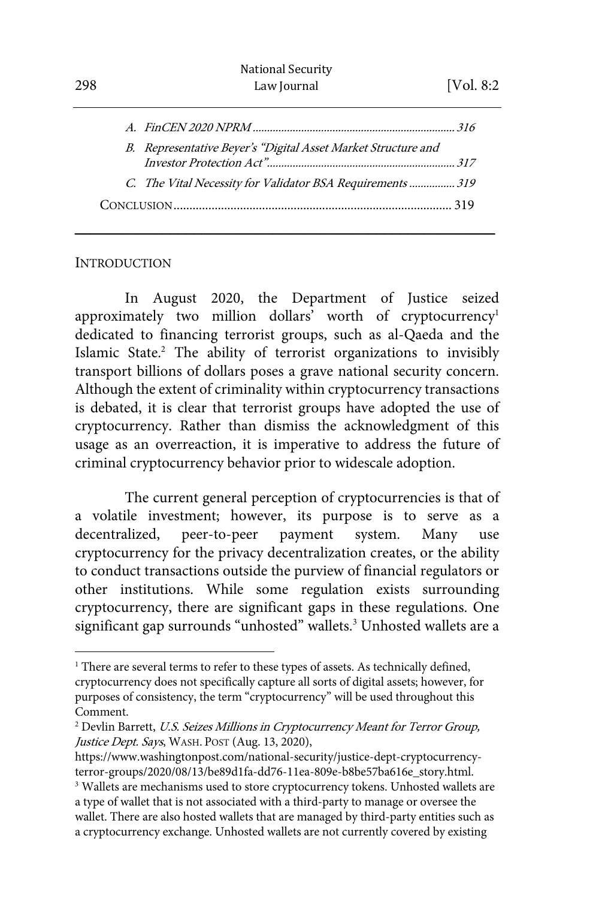A. *FinCEN 2020 NPRM* ........................................................................ 316

B. *Representative Beyer's "Digital Asset Market Structure and Investor Protection Act"* ................................................................ 317

C. *The Vital Necessity for Validator BSA Requirements* ................ 319

CONCLUSION ........................................................................................ 319

---

## INTRODUCTION

In August 2020, the Department of Justice seized approximately two million dollars' worth of cryptocurrency[1] dedicated to financing terrorist groups, such as al-Qaeda and the Islamic State.[2] The ability of terrorist organizations to invisibly transport billions of dollars poses a grave national security concern. Although the extent of criminality within cryptocurrency transactions is debated, it is clear that terrorist groups have adopted the use of cryptocurrency. Rather than dismiss the acknowledgment of this usage as an overreaction, it is imperative to address the future of criminal cryptocurrency behavior prior to widescale adoption.

The current general perception of cryptocurrencies is that of a volatile investment; however, its purpose is to serve as a decentralized, peer-to-peer payment system. Many use cryptocurrency for the privacy decentralization creates, or the ability to conduct transactions outside the purview of financial regulators or other institutions. While some regulation exists surrounding cryptocurrency, there are significant gaps in these regulations. One significant gap surrounds "unhosted" wallets.[3] Unhosted wallets are a

---

[1] There are several terms to refer to these types of assets. As technically defined, cryptocurrency does not specifically capture all sorts of digital assets; however, for purposes of consistency, the term "cryptocurrency" will be used throughout this Comment.

[2] Devlin Barrett, *U.S. Seizes Millions in Cryptocurrency Meant for Terror Group, Justice Dept. Says*, WASH. POST (Aug. 13, 2020), https://www.washingtonpost.com/national-security/justice-dept-cryptocurrency-terror-groups/2020/08/13/be89d1fa-dd76-11ea-809e-b8be57ba616e_story.html.

[3] Wallets are mechanisms used to store cryptocurrency tokens. Unhosted wallets are a type of wallet that is not associated with a third-party to manage or oversee the wallet. There are also hosted wallets that are managed by third-party entities such as a cryptocurrency exchange. Unhosted wallets are not currently covered by existing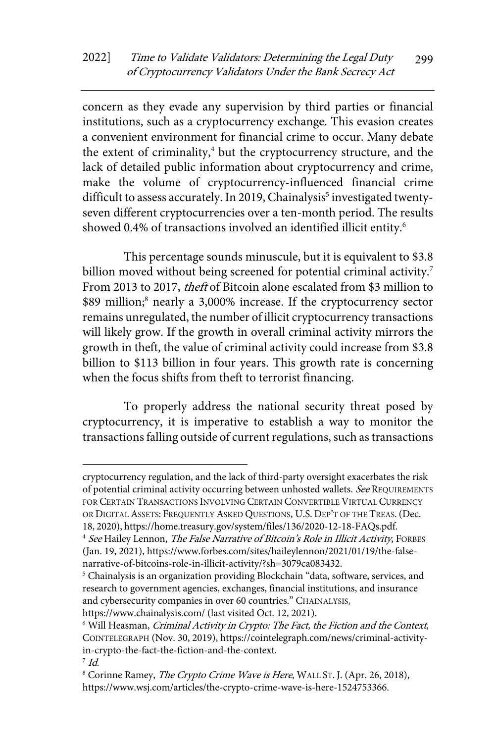concern as they evade any supervision by third parties or financial institutions, such as a cryptocurrency exchange. This evasion creates a convenient environment for financial crime to occur. Many debate the extent of criminality,[4] but the cryptocurrency structure, and the lack of detailed public information about cryptocurrency and crime, make the volume of cryptocurrency-influenced financial crime difficult to assess accurately. In 2019, Chainalysis[5] investigated twenty-seven different cryptocurrencies over a ten-month period. The results showed 0.4% of transactions involved an identified illicit entity.[6]

This percentage sounds minuscule, but it is equivalent to $3.8 billion moved without being screened for potential criminal activity.[7] From 2013 to 2017, *theft* of Bitcoin alone escalated from $3 million to $89 million;[8] nearly a 3,000% increase. If the cryptocurrency sector remains unregulated, the number of illicit cryptocurrency transactions will likely grow. If the growth in overall criminal activity mirrors the growth in theft, the value of criminal activity could increase from $3.8 billion to $113 billion in four years. This growth rate is concerning when the focus shifts from theft to terrorist financing.

To properly address the national security threat posed by cryptocurrency, it is imperative to establish a way to monitor the transactions falling outside of current regulations, such as transactions

---

cryptocurrency regulation, and the lack of third-party oversight exacerbates the risk of potential criminal activity occurring between unhosted wallets. *See* REQUIREMENTS FOR CERTAIN TRANSACTIONS INVOLVING CERTAIN CONVERTIBLE VIRTUAL CURRENCY OR DIGITAL ASSETS: FREQUENTLY ASKED QUESTIONS, U.S. DEP'T OF THE TREAS. (Dec. 18, 2020), https://home.treasury.gov/system/files/136/2020-12-18-FAQs.pdf.

[4] *See* Hailey Lennon, *The False Narrative of Bitcoin's Role in Illicit Activity*, FORBES (Jan. 19, 2021), https://www.forbes.com/sites/haileylennon/2021/01/19/the-false-narrative-of-bitcoins-role-in-illicit-activity/?sh=3079ca083432.

[5] Chainalysis is an organization providing Blockchain "data, software, services, and research to government agencies, exchanges, financial institutions, and insurance and cybersecurity companies in over 60 countries." CHAINALYSIS, https://www.chainalysis.com/ (last visited Oct. 12, 2021).

[6] Will Heasman, *Criminal Activity in Crypto: The Fact, the Fiction and the Context*, COINTELEGRAPH (Nov. 30, 2019), https://cointelegraph.com/news/criminal-activity-in-crypto-the-fact-the-fiction-and-the-context.

[7] *Id.*

[8] Corinne Ramey, *The Crypto Crime Wave is Here*, WALL ST. J. (Apr. 26, 2018), https://www.wsj.com/articles/the-crypto-crime-wave-is-here-1524753366.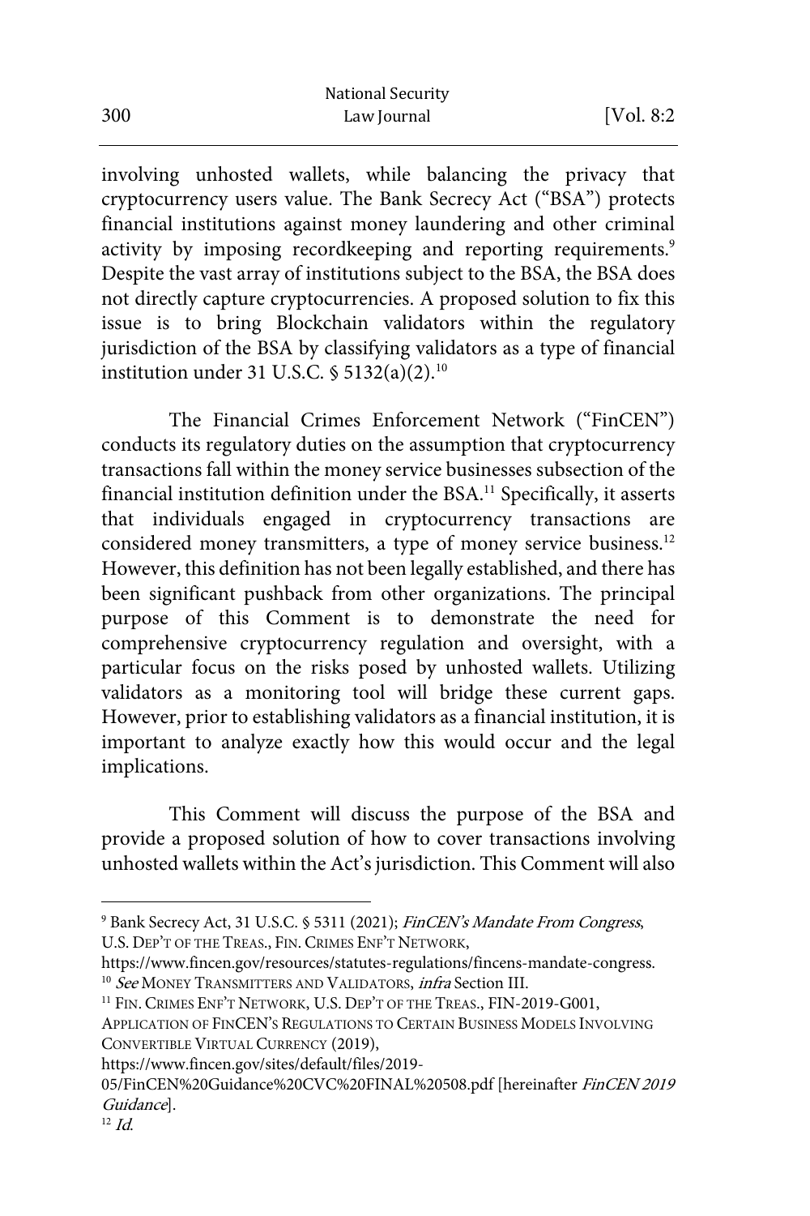involving unhosted wallets, while balancing the privacy that cryptocurrency users value. The Bank Secrecy Act ("BSA") protects financial institutions against money laundering and other criminal activity by imposing recordkeeping and reporting requirements.[9] Despite the vast array of institutions subject to the BSA, the BSA does not directly capture cryptocurrencies. A proposed solution to fix this issue is to bring Blockchain validators within the regulatory jurisdiction of the BSA by classifying validators as a type of financial institution under 31 U.S.C. § 5132(a)(2).[10]

The Financial Crimes Enforcement Network ("FinCEN") conducts its regulatory duties on the assumption that cryptocurrency transactions fall within the money service businesses subsection of the financial institution definition under the BSA.[11] Specifically, it asserts that individuals engaged in cryptocurrency transactions are considered money transmitters, a type of money service business.[12] However, this definition has not been legally established, and there has been significant pushback from other organizations. The principal purpose of this Comment is to demonstrate the need for comprehensive cryptocurrency regulation and oversight, with a particular focus on the risks posed by unhosted wallets. Utilizing validators as a monitoring tool will bridge these current gaps. However, prior to establishing validators as a financial institution, it is important to analyze exactly how this would occur and the legal implications.

This Comment will discuss the purpose of the BSA and provide a proposed solution of how to cover transactions involving unhosted wallets within the Act's jurisdiction. This Comment will also

---

[9] Bank Secrecy Act, 31 U.S.C. § 5311 (2021); *FinCEN's Mandate From Congress*, U.S. DEP'T OF THE TREAS., FIN. CRIMES ENF'T NETWORK, https://www.fincen.gov/resources/statutes-regulations/fincens-mandate-congress.

[10] *See* MONEY TRANSMITTERS AND VALIDATORS, *infra* Section III.

[11] FIN. CRIMES ENF'T NETWORK, U.S. DEP'T OF THE TREAS., FIN-2019-G001, APPLICATION OF FINCEN'S REGULATIONS TO CERTAIN BUSINESS MODELS INVOLVING CONVERTIBLE VIRTUAL CURRENCY (2019), https://www.fincen.gov/sites/default/files/2019-05/FinCEN%20Guidance%20CVC%20FINAL%20508.pdf [hereinafter *FinCEN 2019 Guidance*].

[12] *Id.*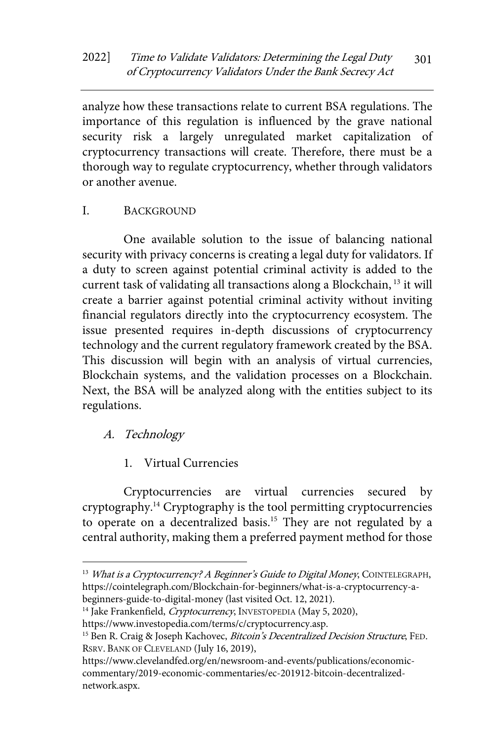analyze how these transactions relate to current BSA regulations. The importance of this regulation is influenced by the grave national security risk a largely unregulated market capitalization of cryptocurrency transactions will create. Therefore, there must be a thorough way to regulate cryptocurrency, whether through validators or another avenue.

## I. BACKGROUND

One available solution to the issue of balancing national security with privacy concerns is creating a legal duty for validators. If a duty to screen against potential criminal activity is added to the current task of validating all transactions along a Blockchain,[13] it will create a barrier against potential criminal activity without inviting financial regulators directly into the cryptocurrency ecosystem. The issue presented requires in-depth discussions of cryptocurrency technology and the current regulatory framework created by the BSA. This discussion will begin with an analysis of virtual currencies, Blockchain systems, and the validation processes on a Blockchain. Next, the BSA will be analyzed along with the entities subject to its regulations.

### *A. Technology*

#### 1. Virtual Currencies

Cryptocurrencies are virtual currencies secured by cryptography.[14] Cryptography is the tool permitting cryptocurrencies to operate on a decentralized basis.[15] They are not regulated by a central authority, making them a preferred payment method for those

---

[13] *What is a Cryptocurrency? A Beginner's Guide to Digital Money*, COINTELEGRAPH, https://cointelegraph.com/Blockchain-for-beginners/what-is-a-cryptocurrency-a-beginners-guide-to-digital-money (last visited Oct. 12, 2021).

[14] Jake Frankenfield, *Cryptocurrency*, INVESTOPEDIA (May 5, 2020), https://www.investopedia.com/terms/c/cryptocurrency.asp.

[15] Ben R. Craig & Joseph Kachovec, *Bitcoin's Decentralized Decision Structure*, FED. RSRV. BANK OF CLEVELAND (July 16, 2019), https://www.clevelandfed.org/en/newsroom-and-events/publications/economic-commentary/2019-economic-commentaries/ec-201912-bitcoin-decentralized-network.aspx.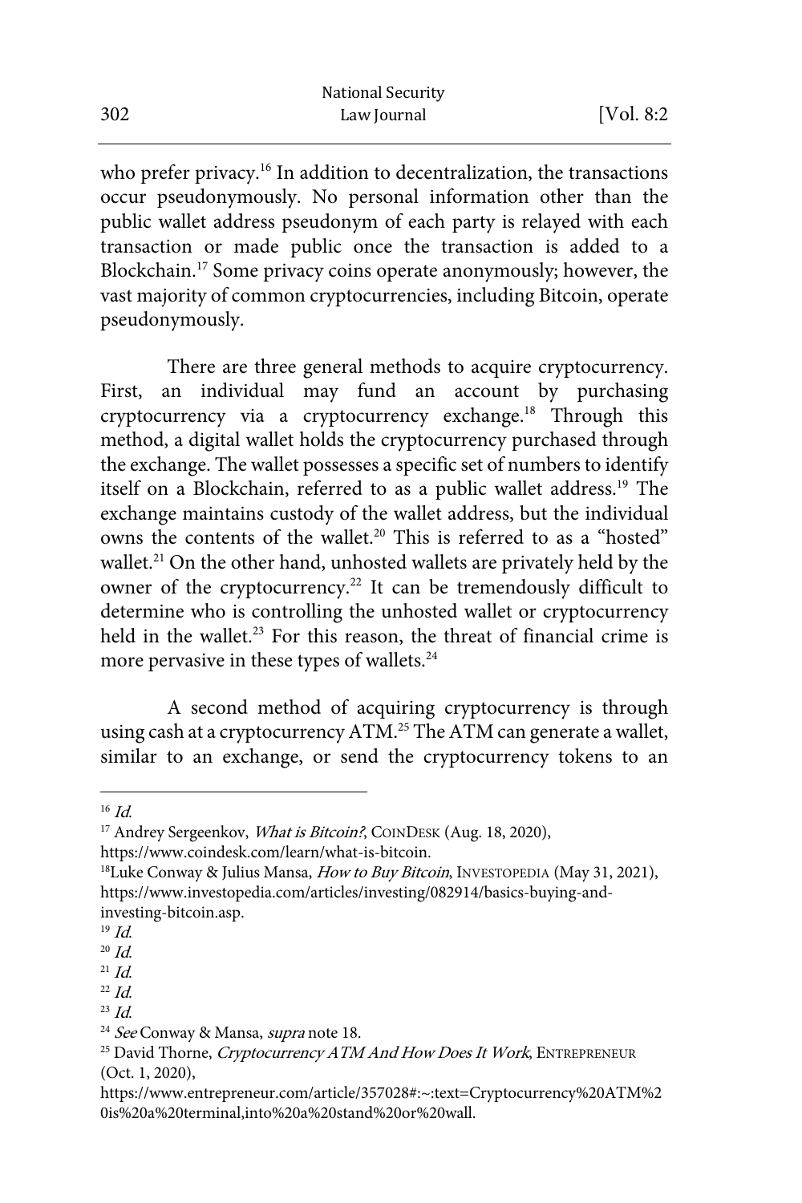who prefer privacy.[16] In addition to decentralization, the transactions occur pseudonymously. No personal information other than the public wallet address pseudonym of each party is relayed with each transaction or made public once the transaction is added to a Blockchain.[17] Some privacy coins operate anonymously; however, the vast majority of common cryptocurrencies, including Bitcoin, operate pseudonymously.

There are three general methods to acquire cryptocurrency. First, an individual may fund an account by purchasing cryptocurrency via a cryptocurrency exchange.[18] Through this method, a digital wallet holds the cryptocurrency purchased through the exchange. The wallet possesses a specific set of numbers to identify itself on a Blockchain, referred to as a public wallet address.[19] The exchange maintains custody of the wallet address, but the individual owns the contents of the wallet.[20] This is referred to as a "hosted" wallet.[21] On the other hand, unhosted wallets are privately held by the owner of the cryptocurrency.[22] It can be tremendously difficult to determine who is controlling the unhosted wallet or cryptocurrency held in the wallet.[23] For this reason, the threat of financial crime is more pervasive in these types of wallets.[24]

A second method of acquiring cryptocurrency is through using cash at a cryptocurrency ATM.[25] The ATM can generate a wallet, similar to an exchange, or send the cryptocurrency tokens to an

---

[16] *Id.*

[17] Andrey Sergeenkov, *What is Bitcoin?*, COINDESK (Aug. 18, 2020), https://www.coindesk.com/learn/what-is-bitcoin.

[18] Luke Conway & Julius Mansa, *How to Buy Bitcoin*, INVESTOPEDIA (May 31, 2021), https://www.investopedia.com/articles/investing/082914/basics-buying-and-investing-bitcoin.asp.

[19] *Id.*

[20] *Id.*

[21] *Id.*

[22] *Id.*

[23] *Id.*

[24] *See* Conway & Mansa, *supra* note 18.

[25] David Thorne, *Cryptocurrency ATM And How Does It Work*, ENTREPRENEUR (Oct. 1, 2020), https://www.entrepreneur.com/article/357028#:~:text=Cryptocurrency%20ATM%20is%20a%20terminal,into%20a%20stand%20or%20wall.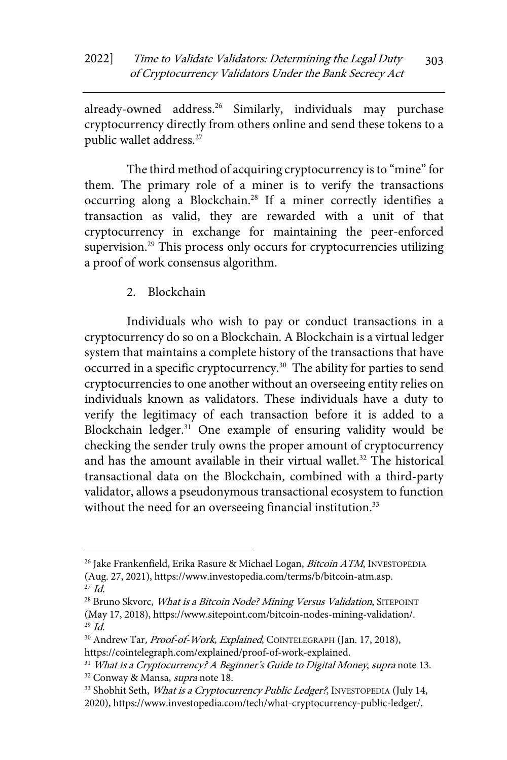already-owned address.[26] Similarly, individuals may purchase cryptocurrency directly from others online and send these tokens to a public wallet address.[27]

The third method of acquiring cryptocurrency is to "mine" for them. The primary role of a miner is to verify the transactions occurring along a Blockchain.[28] If a miner correctly identifies a transaction as valid, they are rewarded with a unit of that cryptocurrency in exchange for maintaining the peer-enforced supervision.[29] This process only occurs for cryptocurrencies utilizing a proof of work consensus algorithm.

2. Blockchain

Individuals who wish to pay or conduct transactions in a cryptocurrency do so on a Blockchain. A Blockchain is a virtual ledger system that maintains a complete history of the transactions that have occurred in a specific cryptocurrency.[30] The ability for parties to send cryptocurrencies to one another without an overseeing entity relies on individuals known as validators. These individuals have a duty to verify the legitimacy of each transaction before it is added to a Blockchain ledger.[31] One example of ensuring validity would be checking the sender truly owns the proper amount of cryptocurrency and has the amount available in their virtual wallet.[32] The historical transactional data on the Blockchain, combined with a third-party validator, allows a pseudonymous transactional ecosystem to function without the need for an overseeing financial institution.[33]

---

[26] Jake Frankenfield, Erika Rasure & Michael Logan, *Bitcoin ATM*, INVESTOPEDIA (Aug. 27, 2021), https://www.investopedia.com/terms/b/bitcoin-atm.asp.

[27] *Id.*

[28] Bruno Skvorc, *What is a Bitcoin Node? Mining Versus Validation*, SITEPOINT (May 17, 2018), https://www.sitepoint.com/bitcoin-nodes-mining-validation/.

[29] *Id.*

[30] Andrew Tar, *Proof-of-Work, Explained*, COINTELEGRAPH (Jan. 17, 2018), https://cointelegraph.com/explained/proof-of-work-explained.

[31] *What is a Cryptocurrency? A Beginner's Guide to Digital Money*, *supra* note 13.

[32] Conway & Mansa, *supra* note 18.

[33] Shobhit Seth, *What is a Cryptocurrency Public Ledger?*, INVESTOPEDIA (July 14, 2020), https://www.investopedia.com/tech/what-cryptocurrency-public-ledger/.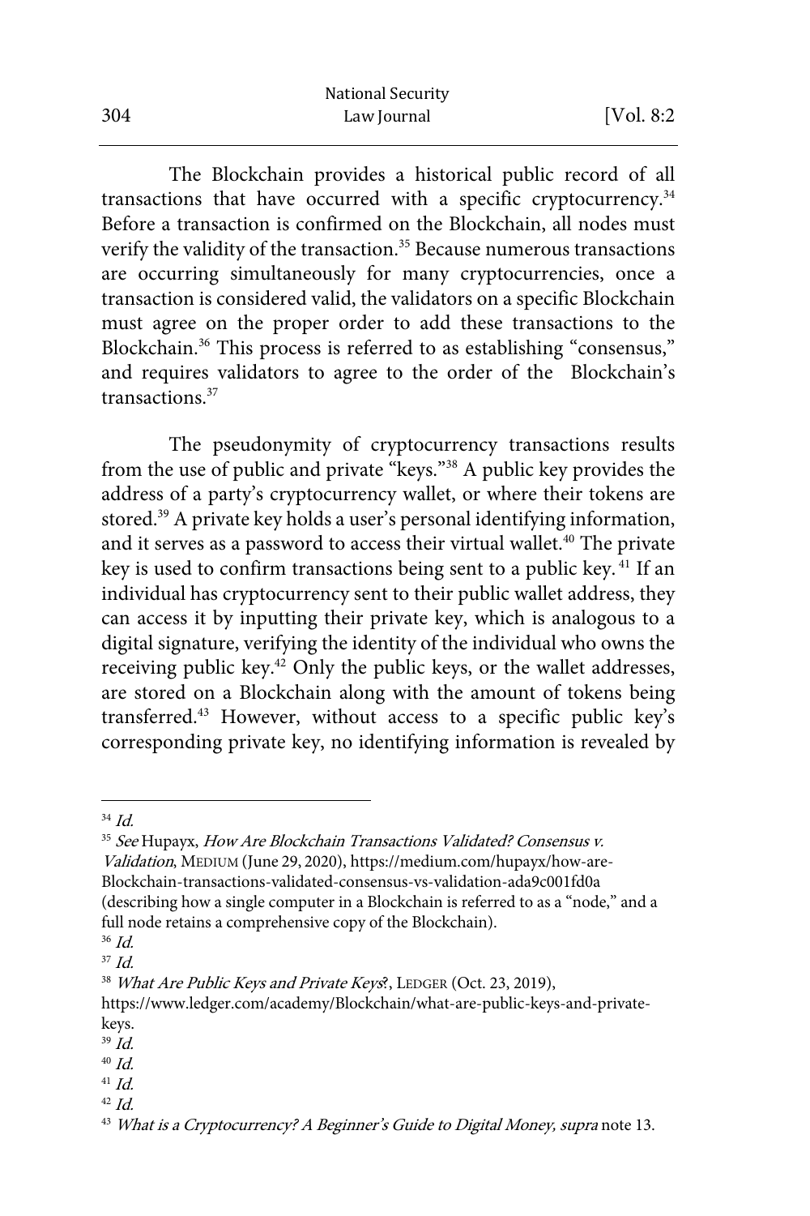The Blockchain provides a historical public record of all transactions that have occurred with a specific cryptocurrency.[34] Before a transaction is confirmed on the Blockchain, all nodes must verify the validity of the transaction.[35] Because numerous transactions are occurring simultaneously for many cryptocurrencies, once a transaction is considered valid, the validators on a specific Blockchain must agree on the proper order to add these transactions to the Blockchain.[36] This process is referred to as establishing "consensus," and requires validators to agree to the order of the Blockchain's transactions.[37]

The pseudonymity of cryptocurrency transactions results from the use of public and private "keys."[38] A public key provides the address of a party's cryptocurrency wallet, or where their tokens are stored.[39] A private key holds a user's personal identifying information, and it serves as a password to access their virtual wallet.[40] The private key is used to confirm transactions being sent to a public key.[41] If an individual has cryptocurrency sent to their public wallet address, they can access it by inputting their private key, which is analogous to a digital signature, verifying the identity of the individual who owns the receiving public key.[42] Only the public keys, or the wallet addresses, are stored on a Blockchain along with the amount of tokens being transferred.[43] However, without access to a specific public key's corresponding private key, no identifying information is revealed by

---

[34] *Id.*

[35] *See* Hupayx, *How Are Blockchain Transactions Validated? Consensus v. Validation*, MEDIUM (June 29, 2020), https://medium.com/hupayx/how-are-Blockchain-transactions-validated-consensus-vs-validation-ada9c001fd0a (describing how a single computer in a Blockchain is referred to as a "node," and a full node retains a comprehensive copy of the Blockchain).

[36] *Id.*

[37] *Id.*

[38] *What Are Public Keys and Private Keys*?, LEDGER (Oct. 23, 2019), https://www.ledger.com/academy/Blockchain/what-are-public-keys-and-private-keys.

[39] *Id.*

[40] *Id.*

[41] *Id.*

[42] *Id.*

[43] *What is a Cryptocurrency? A Beginner's Guide to Digital Money, supra* note 13.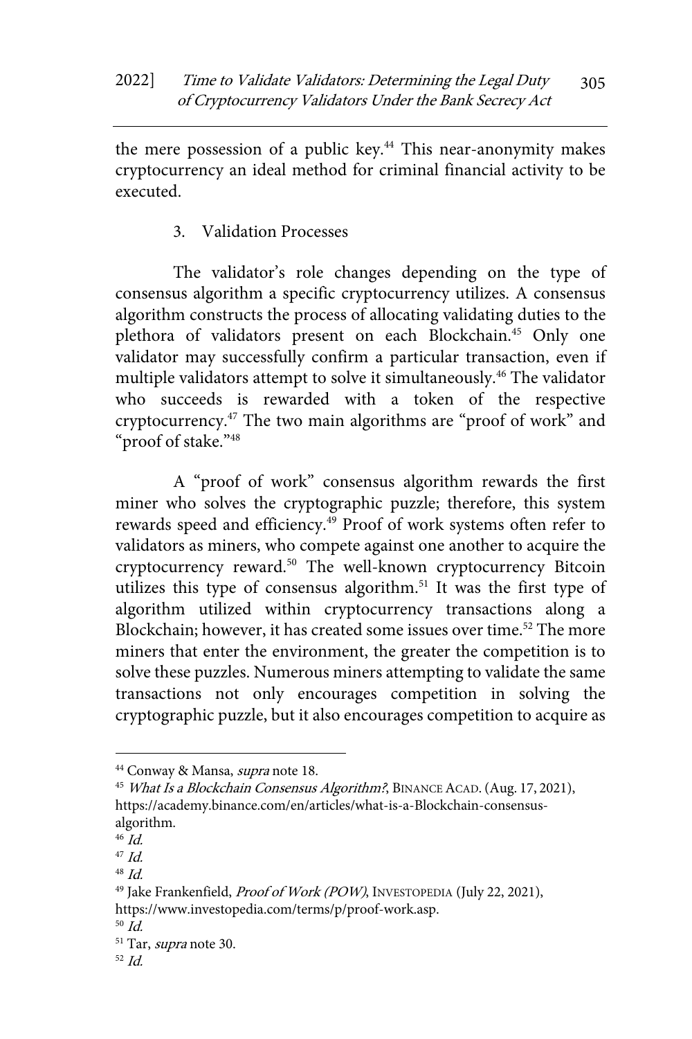the mere possession of a public key.[44] This near-anonymity makes cryptocurrency an ideal method for criminal financial activity to be executed.

### 3. Validation Processes

The validator's role changes depending on the type of consensus algorithm a specific cryptocurrency utilizes. A consensus algorithm constructs the process of allocating validating duties to the plethora of validators present on each Blockchain.[45] Only one validator may successfully confirm a particular transaction, even if multiple validators attempt to solve it simultaneously.[46] The validator who succeeds is rewarded with a token of the respective cryptocurrency.[47] The two main algorithms are "proof of work" and "proof of stake."[48]

A "proof of work" consensus algorithm rewards the first miner who solves the cryptographic puzzle; therefore, this system rewards speed and efficiency.[49] Proof of work systems often refer to validators as miners, who compete against one another to acquire the cryptocurrency reward.[50] The well-known cryptocurrency Bitcoin utilizes this type of consensus algorithm.[51] It was the first type of algorithm utilized within cryptocurrency transactions along a Blockchain; however, it has created some issues over time.[52] The more miners that enter the environment, the greater the competition is to solve these puzzles. Numerous miners attempting to validate the same transactions not only encourages competition in solving the cryptographic puzzle, but it also encourages competition to acquire as

---

[44] Conway & Mansa, *supra* note 18.

[45] *What Is a Blockchain Consensus Algorithm?*, BINANCE ACAD. (Aug. 17, 2021), https://academy.binance.com/en/articles/what-is-a-Blockchain-consensus-algorithm.

[46] *Id.*

[47] *Id.*

[48] *Id.*

[49] Jake Frankenfield, *Proof of Work (POW)*, INVESTOPEDIA (July 22, 2021), https://www.investopedia.com/terms/p/proof-work.asp.

[50] *Id.*

[51] Tar, *supra* note 30.

[52] *Id.*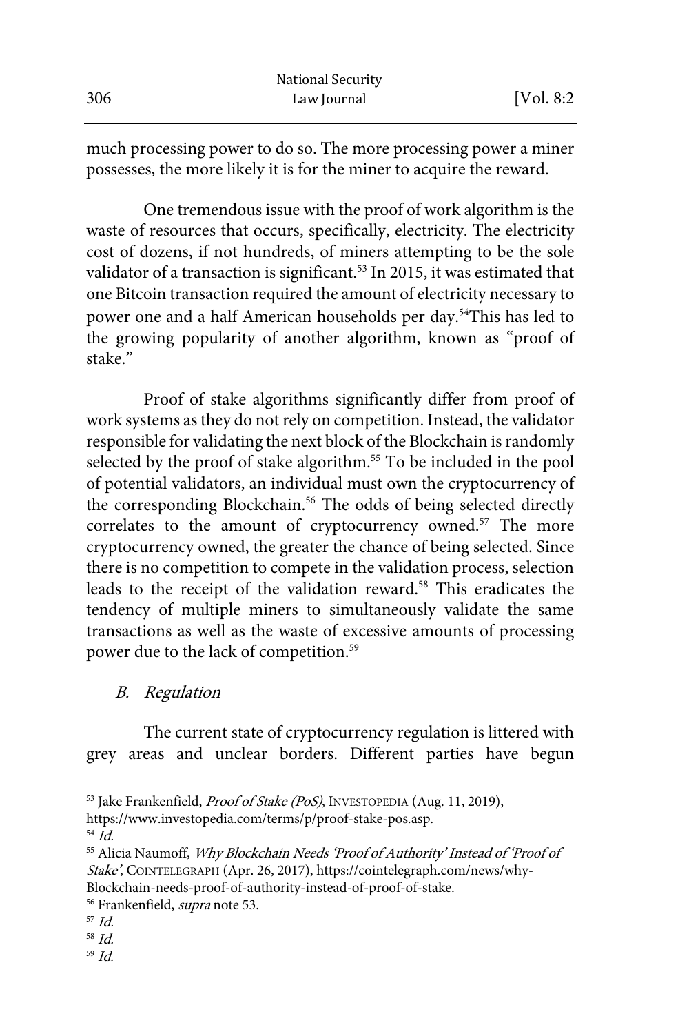much processing power to do so. The more processing power a miner possesses, the more likely it is for the miner to acquire the reward.

One tremendous issue with the proof of work algorithm is the waste of resources that occurs, specifically, electricity. The electricity cost of dozens, if not hundreds, of miners attempting to be the sole validator of a transaction is significant.[53] In 2015, it was estimated that one Bitcoin transaction required the amount of electricity necessary to power one and a half American households per day.[54]This has led to the growing popularity of another algorithm, known as "proof of stake."

Proof of stake algorithms significantly differ from proof of work systems as they do not rely on competition. Instead, the validator responsible for validating the next block of the Blockchain is randomly selected by the proof of stake algorithm.[55] To be included in the pool of potential validators, an individual must own the cryptocurrency of the corresponding Blockchain.[56] The odds of being selected directly correlates to the amount of cryptocurrency owned.[57] The more cryptocurrency owned, the greater the chance of being selected. Since there is no competition to compete in the validation process, selection leads to the receipt of the validation reward.[58] This eradicates the tendency of multiple miners to simultaneously validate the same transactions as well as the waste of excessive amounts of processing power due to the lack of competition.[59]

### *B. Regulation*

The current state of cryptocurrency regulation is littered with grey areas and unclear borders. Different parties have begun

---

[53] Jake Frankenfield, *Proof of Stake (PoS)*, INVESTOPEDIA (Aug. 11, 2019), https://www.investopedia.com/terms/p/proof-stake-pos.asp.

[54] *Id.*

[55] Alicia Naumoff, *Why Blockchain Needs 'Proof of Authority' Instead of 'Proof of Stake'*, COINTELEGRAPH (Apr. 26, 2017), https://cointelegraph.com/news/why-Blockchain-needs-proof-of-authority-instead-of-proof-of-stake.

[56] Frankenfield, *supra* note 53.

[57] *Id.*

[58] *Id.*

[59] *Id.*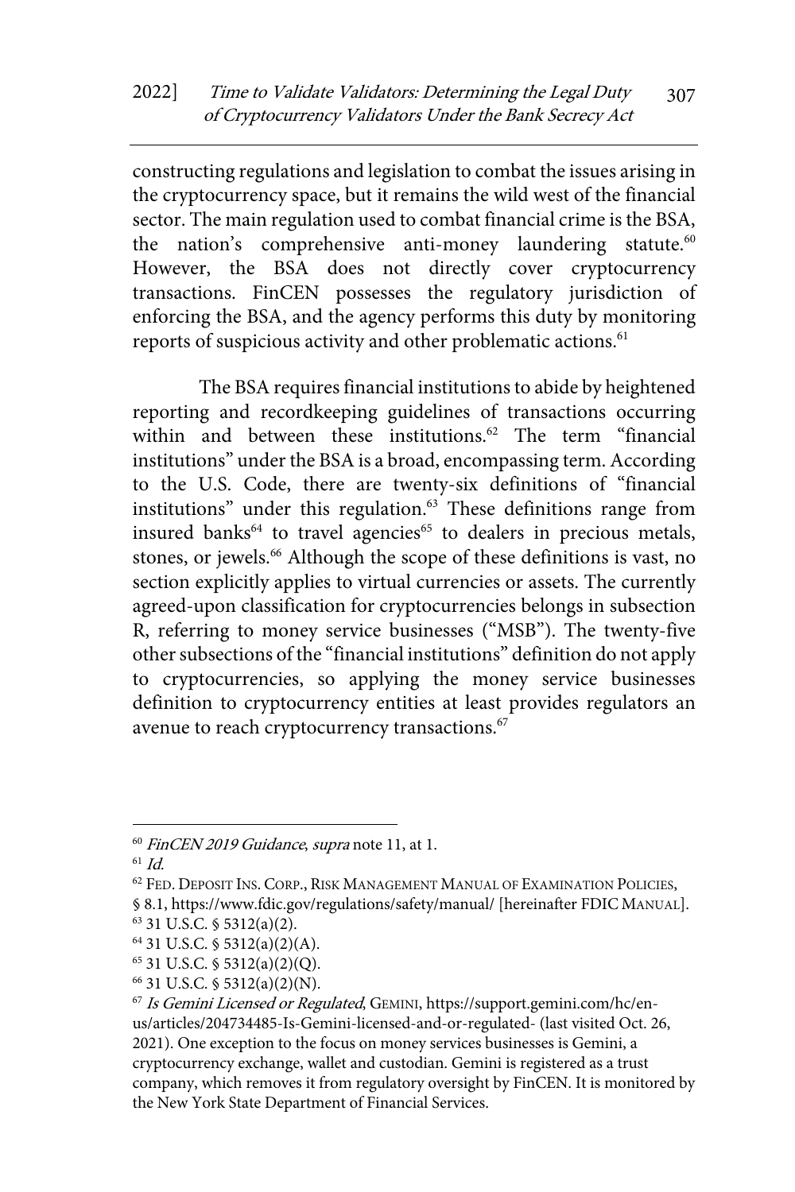constructing regulations and legislation to combat the issues arising in the cryptocurrency space, but it remains the wild west of the financial sector. The main regulation used to combat financial crime is the BSA, the nation's comprehensive anti-money laundering statute.[60] However, the BSA does not directly cover cryptocurrency transactions. FinCEN possesses the regulatory jurisdiction of enforcing the BSA, and the agency performs this duty by monitoring reports of suspicious activity and other problematic actions.[61]

The BSA requires financial institutions to abide by heightened reporting and recordkeeping guidelines of transactions occurring within and between these institutions.[62] The term "financial institutions" under the BSA is a broad, encompassing term. According to the U.S. Code, there are twenty-six definitions of "financial institutions" under this regulation.[63] These definitions range from insured banks[64] to travel agencies[65] to dealers in precious metals, stones, or jewels.[66] Although the scope of these definitions is vast, no section explicitly applies to virtual currencies or assets. The currently agreed-upon classification for cryptocurrencies belongs in subsection R, referring to money service businesses ("MSB"). The twenty-five other subsections of the "financial institutions" definition do not apply to cryptocurrencies, so applying the money service businesses definition to cryptocurrency entities at least provides regulators an avenue to reach cryptocurrency transactions.[67]

---

[60] *FinCEN 2019 Guidance*, *supra* note 11, at 1.

[61] *Id.*

[62] FED. DEPOSIT INS. CORP., RISK MANAGEMENT MANUAL OF EXAMINATION POLICIES, § 8.1, https://www.fdic.gov/regulations/safety/manual/ [hereinafter FDIC MANUAL].

[63] 31 U.S.C. § 5312(a)(2).

[64] 31 U.S.C. § 5312(a)(2)(A).

[65] 31 U.S.C. § 5312(a)(2)(Q).

[66] 31 U.S.C. § 5312(a)(2)(N).

[67] *Is Gemini Licensed or Regulated*, GEMINI, https://support.gemini.com/hc/en-us/articles/204734485-Is-Gemini-licensed-and-or-regulated- (last visited Oct. 26, 2021). One exception to the focus on money services businesses is Gemini, a cryptocurrency exchange, wallet and custodian. Gemini is registered as a trust company, which removes it from regulatory oversight by FinCEN. It is monitored by the New York State Department of Financial Services.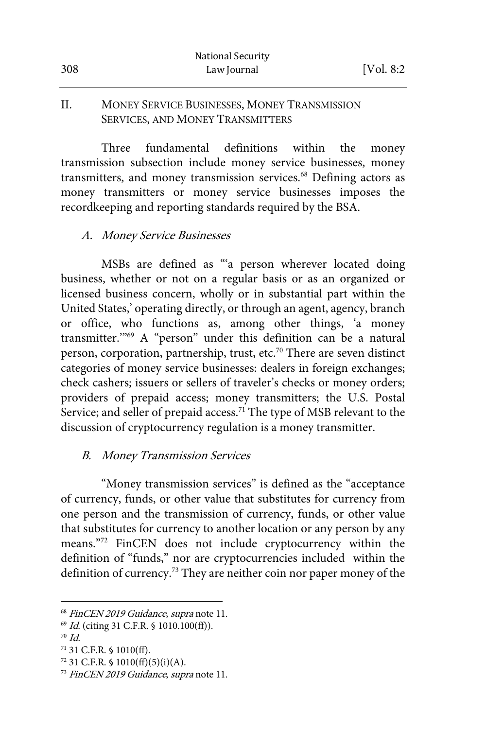## II. MONEY SERVICE BUSINESSES, MONEY TRANSMISSION SERVICES, AND MONEY TRANSMITTERS

Three fundamental definitions within the money transmission subsection include money service businesses, money transmitters, and money transmission services.[68] Defining actors as money transmitters or money service businesses imposes the recordkeeping and reporting standards required by the BSA.

### *A. Money Service Businesses*

MSBs are defined as "'a person wherever located doing business, whether or not on a regular basis or as an organized or licensed business concern, wholly or in substantial part within the United States,' operating directly, or through an agent, agency, branch or office, who functions as, among other things, 'a money transmitter.'"[69] A "person" under this definition can be a natural person, corporation, partnership, trust, etc.[70] There are seven distinct categories of money service businesses: dealers in foreign exchanges; check cashers; issuers or sellers of traveler's checks or money orders; providers of prepaid access; money transmitters; the U.S. Postal Service; and seller of prepaid access.[71] The type of MSB relevant to the discussion of cryptocurrency regulation is a money transmitter.

### *B. Money Transmission Services*

"Money transmission services" is defined as the "acceptance of currency, funds, or other value that substitutes for currency from one person and the transmission of currency, funds, or other value that substitutes for currency to another location or any person by any means."[72] FinCEN does not include cryptocurrency within the definition of "funds," nor are cryptocurrencies included within the definition of currency.[73] They are neither coin nor paper money of the

---

[68] *FinCEN 2019 Guidance*, *supra* note 11.

[69] *Id.* (citing 31 C.F.R. § 1010.100(ff)).

[70] *Id.*

[71] 31 C.F.R. § 1010(ff).

[72] 31 C.F.R. § 1010(ff)(5)(i)(A).

[73] *FinCEN 2019 Guidance*, *supra* note 11.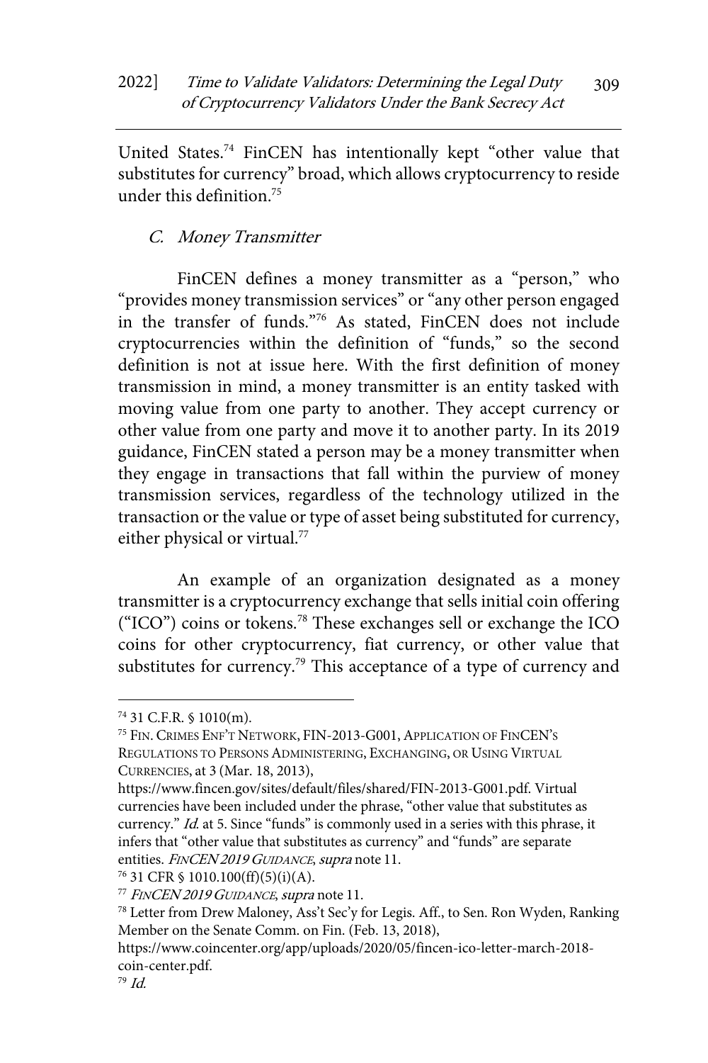United States.[74] FinCEN has intentionally kept "other value that substitutes for currency" broad, which allows cryptocurrency to reside under this definition.[75]

### C. Money Transmitter

FinCEN defines a money transmitter as a "person," who "provides money transmission services" or "any other person engaged in the transfer of funds."[76] As stated, FinCEN does not include cryptocurrencies within the definition of "funds," so the second definition is not at issue here. With the first definition of money transmission in mind, a money transmitter is an entity tasked with moving value from one party to another. They accept currency or other value from one party and move it to another party. In its 2019 guidance, FinCEN stated a person may be a money transmitter when they engage in transactions that fall within the purview of money transmission services, regardless of the technology utilized in the transaction or the value or type of asset being substituted for currency, either physical or virtual.[77]

An example of an organization designated as a money transmitter is a cryptocurrency exchange that sells initial coin offering ("ICO") coins or tokens.[78] These exchanges sell or exchange the ICO coins for other cryptocurrency, fiat currency, or other value that substitutes for currency.[79] This acceptance of a type of currency and

---

[74] 31 C.F.R. § 1010(m).

[75] FIN. CRIMES ENF'T NETWORK, FIN-2013-G001, APPLICATION OF FINCEN'S REGULATIONS TO PERSONS ADMINISTERING, EXCHANGING, OR USING VIRTUAL CURRENCIES, at 3 (Mar. 18, 2013), https://www.fincen.gov/sites/default/files/shared/FIN-2013-G001.pdf. Virtual currencies have been included under the phrase, "other value that substitutes as currency." *Id.* at 5. Since "funds" is commonly used in a series with this phrase, it infers that "other value that substitutes as currency" and "funds" are separate entities. *FINCEN 2019 GUIDANCE*, *supra* note 11.

[76] 31 CFR § 1010.100(ff)(5)(i)(A).

[77] *FINCEN 2019 GUIDANCE*, *supra* note 11.

[78] Letter from Drew Maloney, Ass't Sec'y for Legis. Aff., to Sen. Ron Wyden, Ranking Member on the Senate Comm. on Fin. (Feb. 13, 2018), https://www.coincenter.org/app/uploads/2020/05/fincen-ico-letter-march-2018-coin-center.pdf.

[79] *Id.*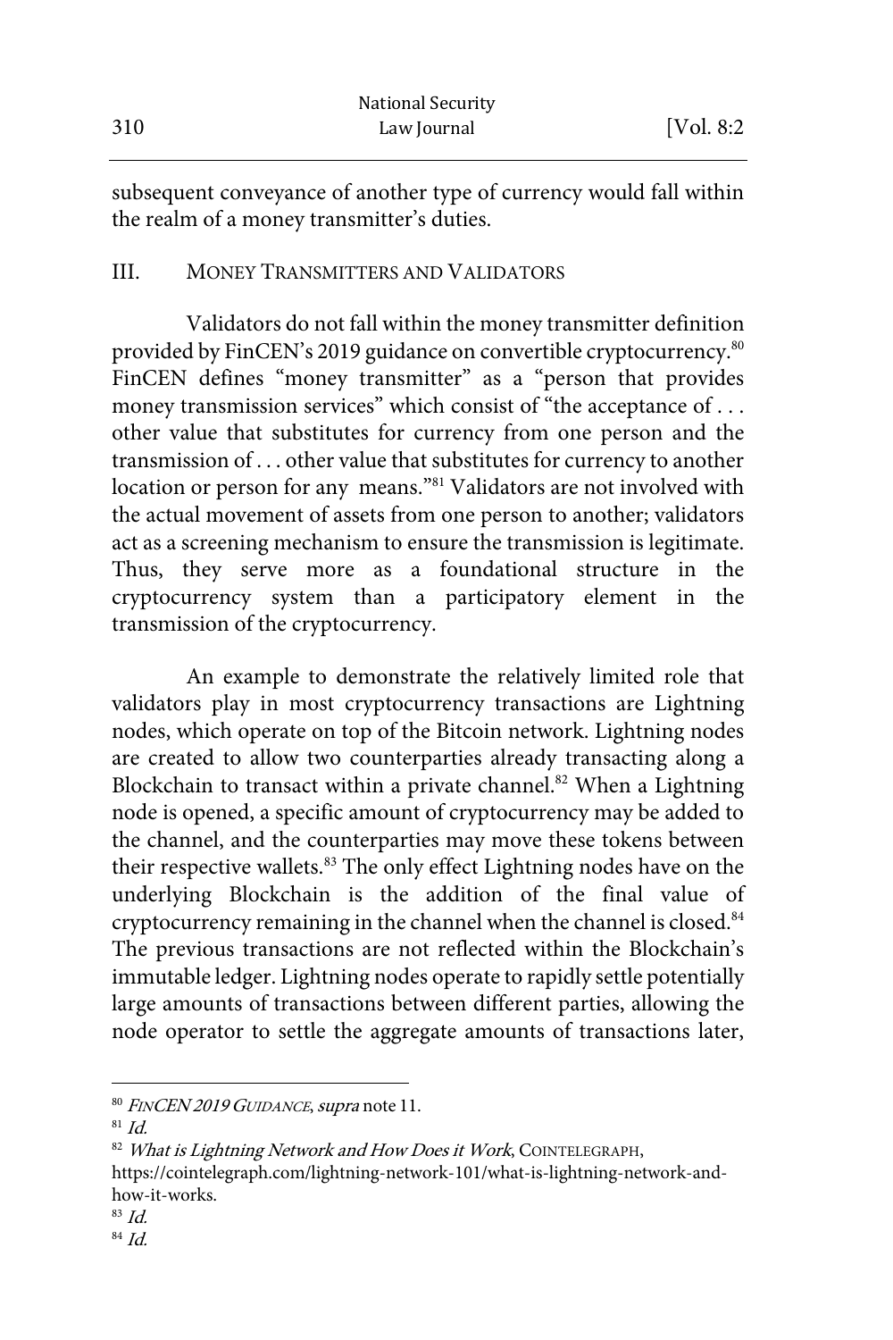subsequent conveyance of another type of currency would fall within the realm of a money transmitter's duties.

## III. MONEY TRANSMITTERS AND VALIDATORS

Validators do not fall within the money transmitter definition provided by FinCEN's 2019 guidance on convertible cryptocurrency.[80] FinCEN defines "money transmitter" as a "person that provides money transmission services" which consist of "the acceptance of . . . other value that substitutes for currency from one person and the transmission of . . . other value that substitutes for currency to another location or person for any means."[81] Validators are not involved with the actual movement of assets from one person to another; validators act as a screening mechanism to ensure the transmission is legitimate. Thus, they serve more as a foundational structure in the cryptocurrency system than a participatory element in the transmission of the cryptocurrency.

An example to demonstrate the relatively limited role that validators play in most cryptocurrency transactions are Lightning nodes, which operate on top of the Bitcoin network. Lightning nodes are created to allow two counterparties already transacting along a Blockchain to transact within a private channel.[82] When a Lightning node is opened, a specific amount of cryptocurrency may be added to the channel, and the counterparties may move these tokens between their respective wallets.[83] The only effect Lightning nodes have on the underlying Blockchain is the addition of the final value of cryptocurrency remaining in the channel when the channel is closed.[84] The previous transactions are not reflected within the Blockchain's immutable ledger. Lightning nodes operate to rapidly settle potentially large amounts of transactions between different parties, allowing the node operator to settle the aggregate amounts of transactions later,

---

[80] *FINCEN 2019 GUIDANCE*, *supra* note 11.

[81] *Id.*

[82] *What is Lightning Network and How Does it Work*, COINTELEGRAPH, https://cointelegraph.com/lightning-network-101/what-is-lightning-network-and-how-it-works.

[83] *Id.*

[84] *Id.*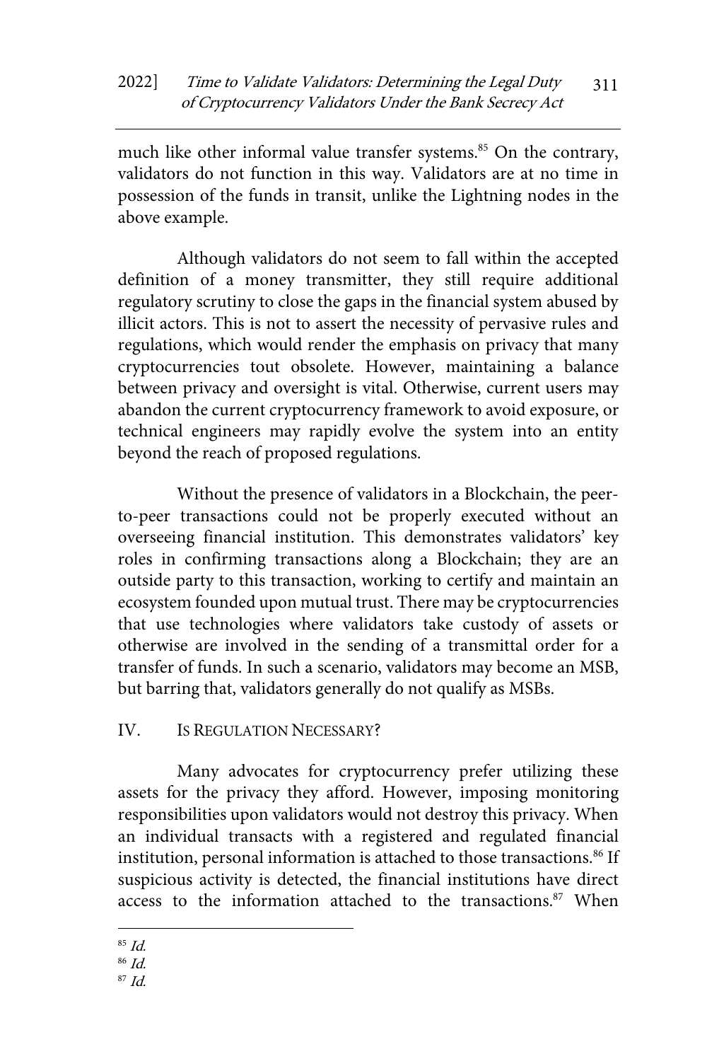much like other informal value transfer systems.[85] On the contrary, validators do not function in this way. Validators are at no time in possession of the funds in transit, unlike the Lightning nodes in the above example.

Although validators do not seem to fall within the accepted definition of a money transmitter, they still require additional regulatory scrutiny to close the gaps in the financial system abused by illicit actors. This is not to assert the necessity of pervasive rules and regulations, which would render the emphasis on privacy that many cryptocurrencies tout obsolete. However, maintaining a balance between privacy and oversight is vital. Otherwise, current users may abandon the current cryptocurrency framework to avoid exposure, or technical engineers may rapidly evolve the system into an entity beyond the reach of proposed regulations.

Without the presence of validators in a Blockchain, the peer-to-peer transactions could not be properly executed without an overseeing financial institution. This demonstrates validators' key roles in confirming transactions along a Blockchain; they are an outside party to this transaction, working to certify and maintain an ecosystem founded upon mutual trust. There may be cryptocurrencies that use technologies where validators take custody of assets or otherwise are involved in the sending of a transmittal order for a transfer of funds. In such a scenario, validators may become an MSB, but barring that, validators generally do not qualify as MSBs.

## IV. Is Regulation Necessary?

Many advocates for cryptocurrency prefer utilizing these assets for the privacy they afford. However, imposing monitoring responsibilities upon validators would not destroy this privacy. When an individual transacts with a registered and regulated financial institution, personal information is attached to those transactions.[86] If suspicious activity is detected, the financial institutions have direct access to the information attached to the transactions.[87] When

---

[85] *Id.*

[86] *Id.*

[87] *Id.*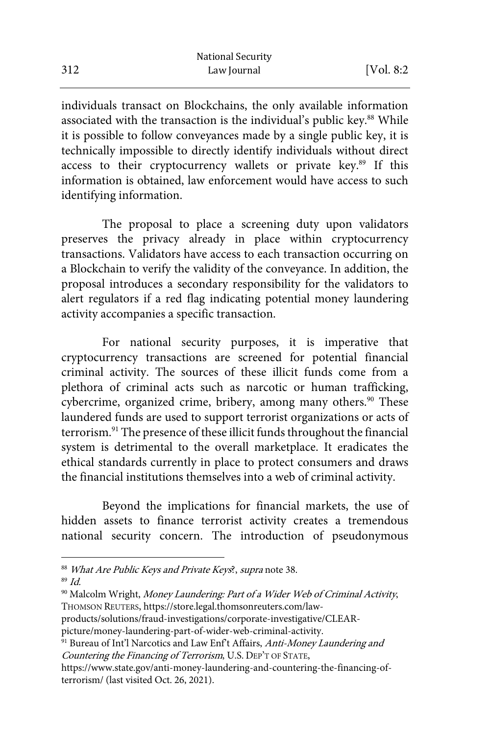individuals transact on Blockchains, the only available information associated with the transaction is the individual's public key.[88] While it is possible to follow conveyances made by a single public key, it is technically impossible to directly identify individuals without direct access to their cryptocurrency wallets or private key.[89] If this information is obtained, law enforcement would have access to such identifying information.

The proposal to place a screening duty upon validators preserves the privacy already in place within cryptocurrency transactions. Validators have access to each transaction occurring on a Blockchain to verify the validity of the conveyance. In addition, the proposal introduces a secondary responsibility for the validators to alert regulators if a red flag indicating potential money laundering activity accompanies a specific transaction.

For national security purposes, it is imperative that cryptocurrency transactions are screened for potential financial criminal activity. The sources of these illicit funds come from a plethora of criminal acts such as narcotic or human trafficking, cybercrime, organized crime, bribery, among many others.[90] These laundered funds are used to support terrorist organizations or acts of terrorism.[91] The presence of these illicit funds throughout the financial system is detrimental to the overall marketplace. It eradicates the ethical standards currently in place to protect consumers and draws the financial institutions themselves into a web of criminal activity.

Beyond the implications for financial markets, the use of hidden assets to finance terrorist activity creates a tremendous national security concern. The introduction of pseudonymous

---

[88] *What Are Public Keys and Private Keys?*, *supra* note 38.

[89] *Id.*

[90] Malcolm Wright, *Money Laundering: Part of a Wider Web of Criminal Activity*, THOMSON REUTERS, https://store.legal.thomsonreuters.com/law-products/solutions/fraud-investigations/corporate-investigative/CLEAR-picture/money-laundering-part-of-wider-web-criminal-activity.

[91] Bureau of Int'l Narcotics and Law Enf't Affairs, *Anti-Money Laundering and Countering the Financing of Terrorism*, U.S. DEP'T OF STATE, https://www.state.gov/anti-money-laundering-and-countering-the-financing-of-terrorism/ (last visited Oct. 26, 2021).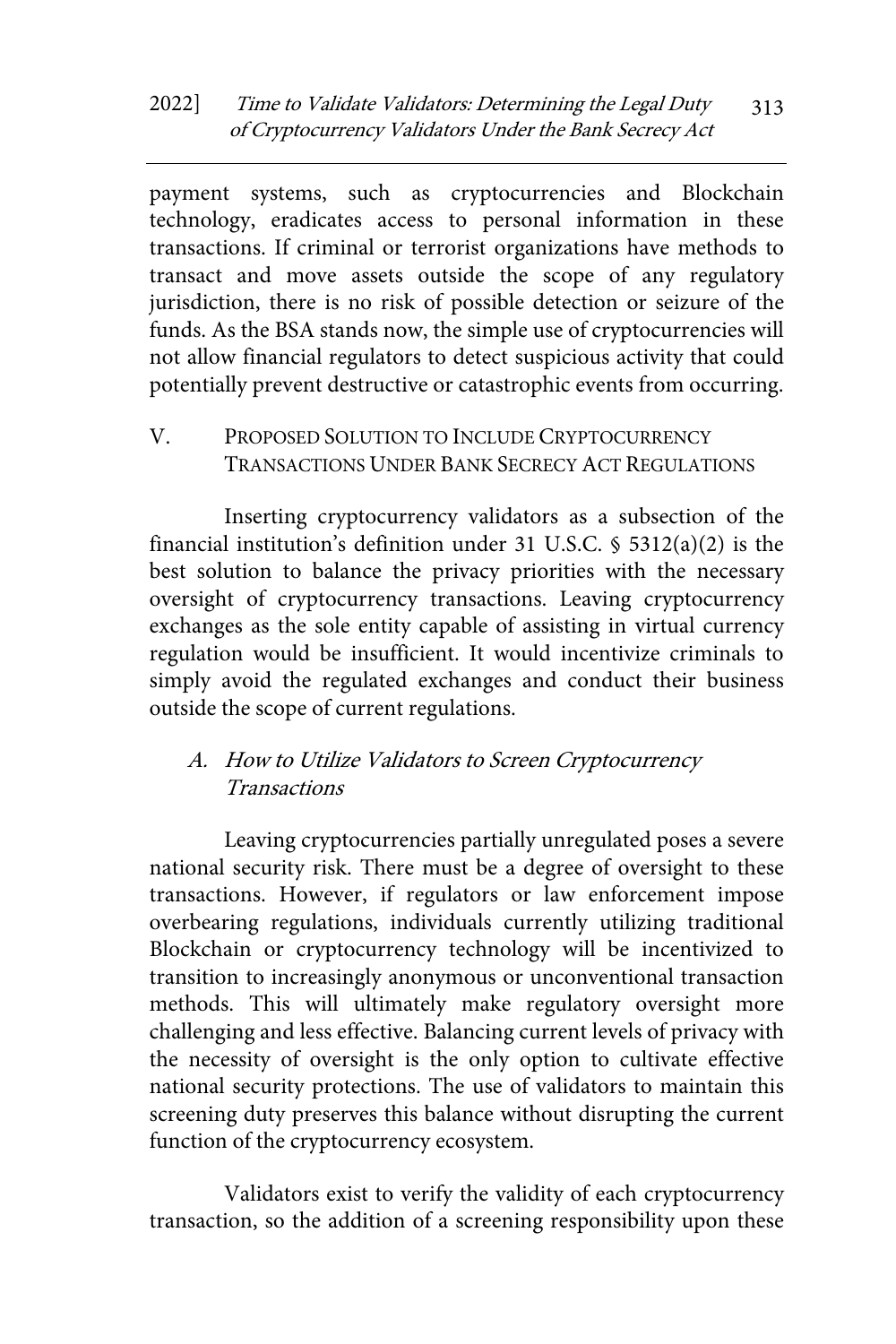payment systems, such as cryptocurrencies and Blockchain technology, eradicates access to personal information in these transactions. If criminal or terrorist organizations have methods to transact and move assets outside the scope of any regulatory jurisdiction, there is no risk of possible detection or seizure of the funds. As the BSA stands now, the simple use of cryptocurrencies will not allow financial regulators to detect suspicious activity that could potentially prevent destructive or catastrophic events from occurring.

## V. PROPOSED SOLUTION TO INCLUDE CRYPTOCURRENCY TRANSACTIONS UNDER BANK SECRECY ACT REGULATIONS

Inserting cryptocurrency validators as a subsection of the financial institution's definition under 31 U.S.C. § 5312(a)(2) is the best solution to balance the privacy priorities with the necessary oversight of cryptocurrency transactions. Leaving cryptocurrency exchanges as the sole entity capable of assisting in virtual currency regulation would be insufficient. It would incentivize criminals to simply avoid the regulated exchanges and conduct their business outside the scope of current regulations.

### *A. How to Utilize Validators to Screen Cryptocurrency Transactions*

Leaving cryptocurrencies partially unregulated poses a severe national security risk. There must be a degree of oversight to these transactions. However, if regulators or law enforcement impose overbearing regulations, individuals currently utilizing traditional Blockchain or cryptocurrency technology will be incentivized to transition to increasingly anonymous or unconventional transaction methods. This will ultimately make regulatory oversight more challenging and less effective. Balancing current levels of privacy with the necessity of oversight is the only option to cultivate effective national security protections. The use of validators to maintain this screening duty preserves this balance without disrupting the current function of the cryptocurrency ecosystem.

Validators exist to verify the validity of each cryptocurrency transaction, so the addition of a screening responsibility upon these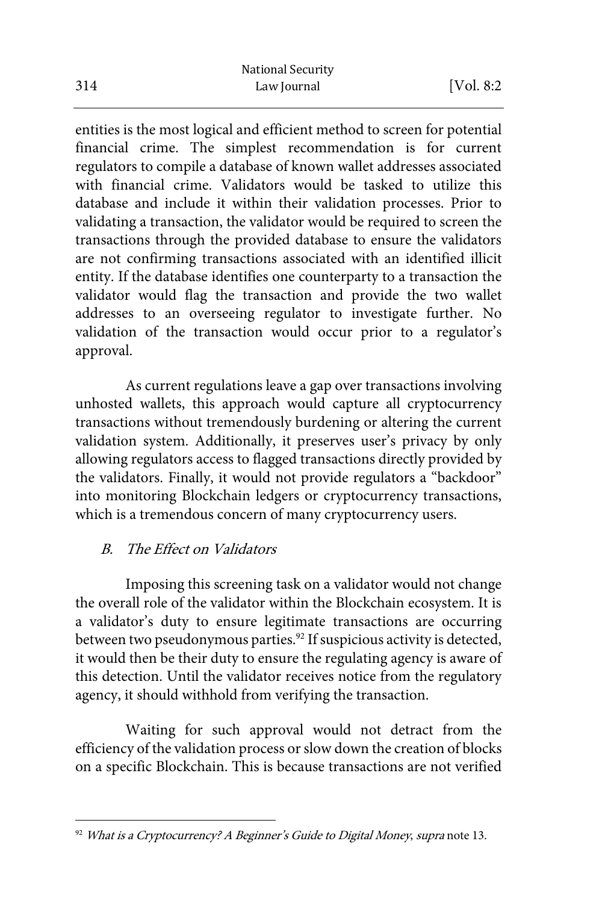entities is the most logical and efficient method to screen for potential financial crime. The simplest recommendation is for current regulators to compile a database of known wallet addresses associated with financial crime. Validators would be tasked to utilize this database and include it within their validation processes. Prior to validating a transaction, the validator would be required to screen the transactions through the provided database to ensure the validators are not confirming transactions associated with an identified illicit entity. If the database identifies one counterparty to a transaction the validator would flag the transaction and provide the two wallet addresses to an overseeing regulator to investigate further. No validation of the transaction would occur prior to a regulator's approval.

As current regulations leave a gap over transactions involving unhosted wallets, this approach would capture all cryptocurrency transactions without tremendously burdening or altering the current validation system. Additionally, it preserves user's privacy by only allowing regulators access to flagged transactions directly provided by the validators. Finally, it would not provide regulators a "backdoor" into monitoring Blockchain ledgers or cryptocurrency transactions, which is a tremendous concern of many cryptocurrency users.

### *B. The Effect on Validators*

Imposing this screening task on a validator would not change the overall role of the validator within the Blockchain ecosystem. It is a validator's duty to ensure legitimate transactions are occurring between two pseudonymous parties.[92] If suspicious activity is detected, it would then be their duty to ensure the regulating agency is aware of this detection. Until the validator receives notice from the regulatory agency, it should withhold from verifying the transaction.

Waiting for such approval would not detract from the efficiency of the validation process or slow down the creation of blocks on a specific Blockchain. This is because transactions are not verified

---

[92] *What is a Cryptocurrency? A Beginner's Guide to Digital Money*, *supra* note 13.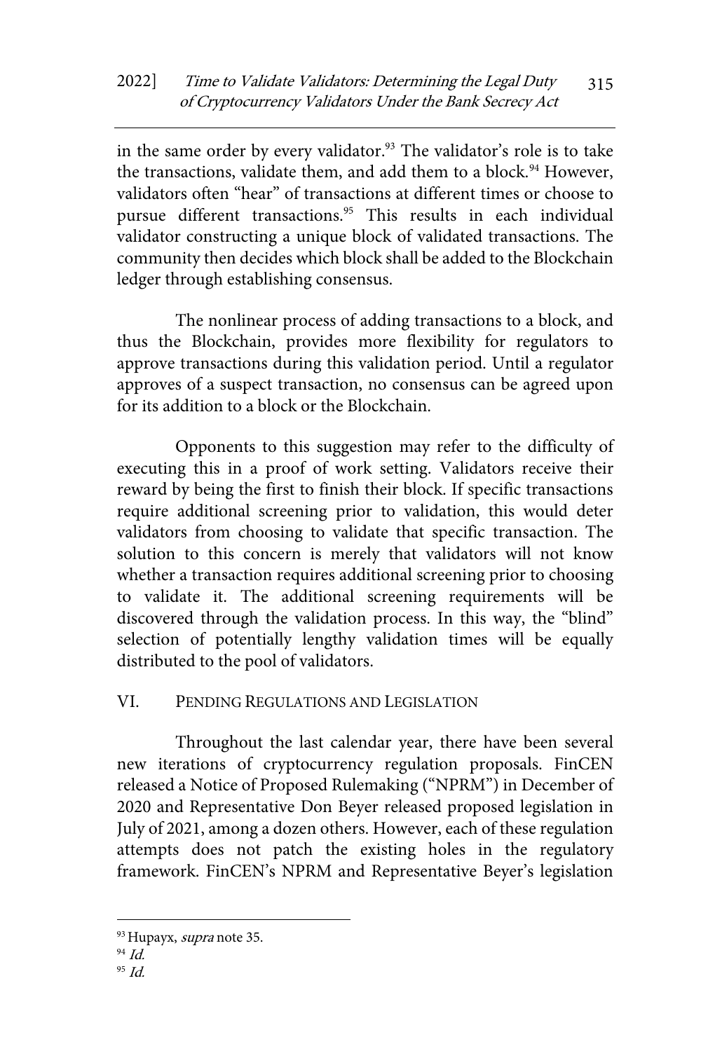in the same order by every validator.[93] The validator's role is to take the transactions, validate them, and add them to a block.[94] However, validators often "hear" of transactions at different times or choose to pursue different transactions.[95] This results in each individual validator constructing a unique block of validated transactions. The community then decides which block shall be added to the Blockchain ledger through establishing consensus.

The nonlinear process of adding transactions to a block, and thus the Blockchain, provides more flexibility for regulators to approve transactions during this validation period. Until a regulator approves of a suspect transaction, no consensus can be agreed upon for its addition to a block or the Blockchain.

Opponents to this suggestion may refer to the difficulty of executing this in a proof of work setting. Validators receive their reward by being the first to finish their block. If specific transactions require additional screening prior to validation, this would deter validators from choosing to validate that specific transaction. The solution to this concern is merely that validators will not know whether a transaction requires additional screening prior to choosing to validate it. The additional screening requirements will be discovered through the validation process. In this way, the "blind" selection of potentially lengthy validation times will be equally distributed to the pool of validators.

## VI. PENDING REGULATIONS AND LEGISLATION

Throughout the last calendar year, there have been several new iterations of cryptocurrency regulation proposals. FinCEN released a Notice of Proposed Rulemaking ("NPRM") in December of 2020 and Representative Don Beyer released proposed legislation in July of 2021, among a dozen others. However, each of these regulation attempts does not patch the existing holes in the regulatory framework. FinCEN's NPRM and Representative Beyer's legislation

---

[93] Hupayx, *supra* note 35.

[94] *Id.*

[95] *Id.*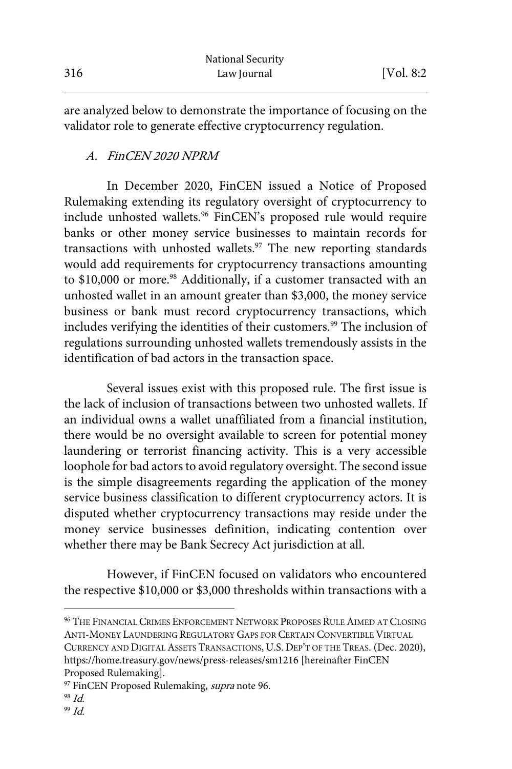are analyzed below to demonstrate the importance of focusing on the validator role to generate effective cryptocurrency regulation.

### A. *FinCEN 2020 NPRM*

In December 2020, FinCEN issued a Notice of Proposed Rulemaking extending its regulatory oversight of cryptocurrency to include unhosted wallets.[96] FinCEN's proposed rule would require banks or other money service businesses to maintain records for transactions with unhosted wallets.[97] The new reporting standards would add requirements for cryptocurrency transactions amounting to $10,000 or more.[98] Additionally, if a customer transacted with an unhosted wallet in an amount greater than $3,000, the money service business or bank must record cryptocurrency transactions, which includes verifying the identities of their customers.[99] The inclusion of regulations surrounding unhosted wallets tremendously assists in the identification of bad actors in the transaction space.

Several issues exist with this proposed rule. The first issue is the lack of inclusion of transactions between two unhosted wallets. If an individual owns a wallet unaffiliated from a financial institution, there would be no oversight available to screen for potential money laundering or terrorist financing activity. This is a very accessible loophole for bad actors to avoid regulatory oversight. The second issue is the simple disagreements regarding the application of the money service business classification to different cryptocurrency actors. It is disputed whether cryptocurrency transactions may reside under the money service businesses definition, indicating contention over whether there may be Bank Secrecy Act jurisdiction at all.

However, if FinCEN focused on validators who encountered the respective $10,000 or $3,000 thresholds within transactions with a

---

[96] THE FINANCIAL CRIMES ENFORCEMENT NETWORK PROPOSES RULE AIMED AT CLOSING ANTI-MONEY LAUNDERING REGULATORY GAPS FOR CERTAIN CONVERTIBLE VIRTUAL CURRENCY AND DIGITAL ASSETS TRANSACTIONS, U.S. DEP'T OF THE TREAS. (Dec. 2020), https://home.treasury.gov/news/press-releases/sm1216 [hereinafter FinCEN Proposed Rulemaking].

[97] FinCEN Proposed Rulemaking, *supra* note 96.

[98] *Id.*

[99] *Id.*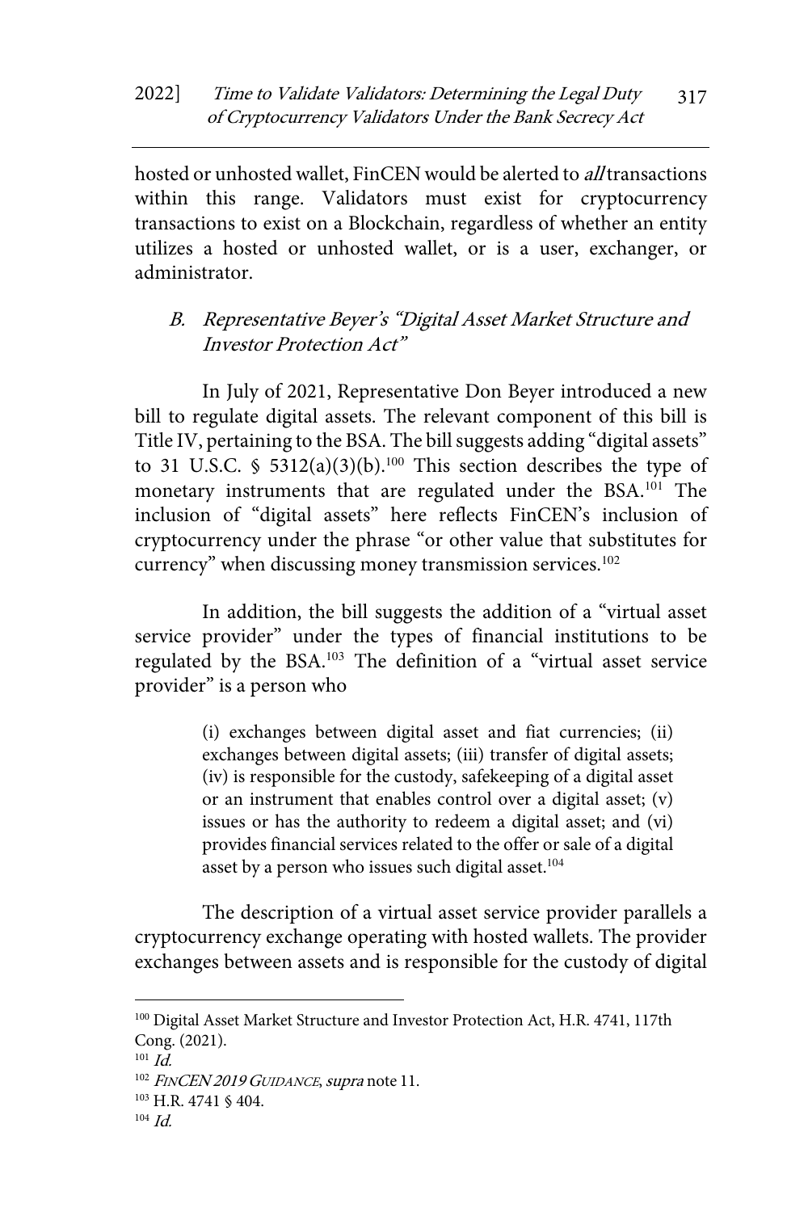hosted or unhosted wallet, FinCEN would be alerted to *all* transactions within this range. Validators must exist for cryptocurrency transactions to exist on a Blockchain, regardless of whether an entity utilizes a hosted or unhosted wallet, or is a user, exchanger, or administrator.

### *B. Representative Beyer's "Digital Asset Market Structure and Investor Protection Act"*

In July of 2021, Representative Don Beyer introduced a new bill to regulate digital assets. The relevant component of this bill is Title IV, pertaining to the BSA. The bill suggests adding "digital assets" to 31 U.S.C. § 5312(a)(3)(b).[100] This section describes the type of monetary instruments that are regulated under the BSA.[101] The inclusion of "digital assets" here reflects FinCEN's inclusion of cryptocurrency under the phrase "or other value that substitutes for currency" when discussing money transmission services.[102]

In addition, the bill suggests the addition of a "virtual asset service provider" under the types of financial institutions to be regulated by the BSA.[103] The definition of a "virtual asset service provider" is a person who

> (i) exchanges between digital asset and fiat currencies; (ii) exchanges between digital assets; (iii) transfer of digital assets; (iv) is responsible for the custody, safekeeping of a digital asset or an instrument that enables control over a digital asset; (v) issues or has the authority to redeem a digital asset; and (vi) provides financial services related to the offer or sale of a digital asset by a person who issues such digital asset.[104]

The description of a virtual asset service provider parallels a cryptocurrency exchange operating with hosted wallets. The provider exchanges between assets and is responsible for the custody of digital

---

[100] Digital Asset Market Structure and Investor Protection Act, H.R. 4741, 117th Cong. (2021).

[101] *Id.*

[102] *FinCEN 2019 Guidance*, *supra* note 11.

[103] H.R. 4741 § 404.

[104] *Id.*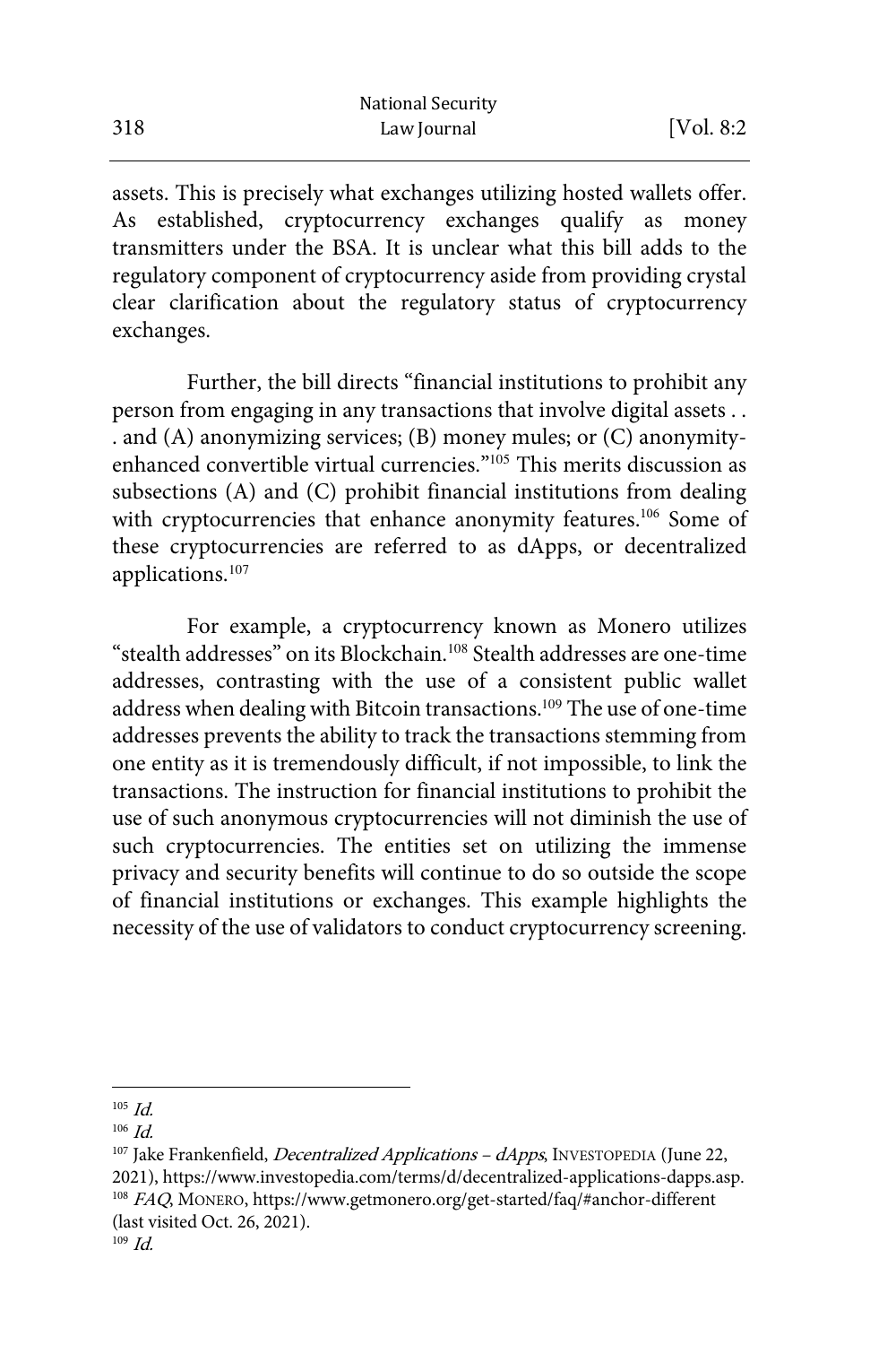assets. This is precisely what exchanges utilizing hosted wallets offer. As established, cryptocurrency exchanges qualify as money transmitters under the BSA. It is unclear what this bill adds to the regulatory component of cryptocurrency aside from providing crystal clear clarification about the regulatory status of cryptocurrency exchanges.

Further, the bill directs "financial institutions to prohibit any person from engaging in any transactions that involve digital assets . . . and (A) anonymizing services; (B) money mules; or (C) anonymity-enhanced convertible virtual currencies."[105] This merits discussion as subsections (A) and (C) prohibit financial institutions from dealing with cryptocurrencies that enhance anonymity features.[106] Some of these cryptocurrencies are referred to as dApps, or decentralized applications.[107]

For example, a cryptocurrency known as Monero utilizes "stealth addresses" on its Blockchain.[108] Stealth addresses are one-time addresses, contrasting with the use of a consistent public wallet address when dealing with Bitcoin transactions.[109] The use of one-time addresses prevents the ability to track the transactions stemming from one entity as it is tremendously difficult, if not impossible, to link the transactions. The instruction for financial institutions to prohibit the use of such anonymous cryptocurrencies will not diminish the use of such cryptocurrencies. The entities set on utilizing the immense privacy and security benefits will continue to do so outside the scope of financial institutions or exchanges. This example highlights the necessity of the use of validators to conduct cryptocurrency screening.

---

[105] *Id.*

[106] *Id.*

[107] Jake Frankenfield, *Decentralized Applications – dApps*, INVESTOPEDIA (June 22, 2021), https://www.investopedia.com/terms/d/decentralized-applications-dapps.asp.

[108] *FAQ*, MONERO, https://www.getmonero.org/get-started/faq/#anchor-different (last visited Oct. 26, 2021).

[109] *Id.*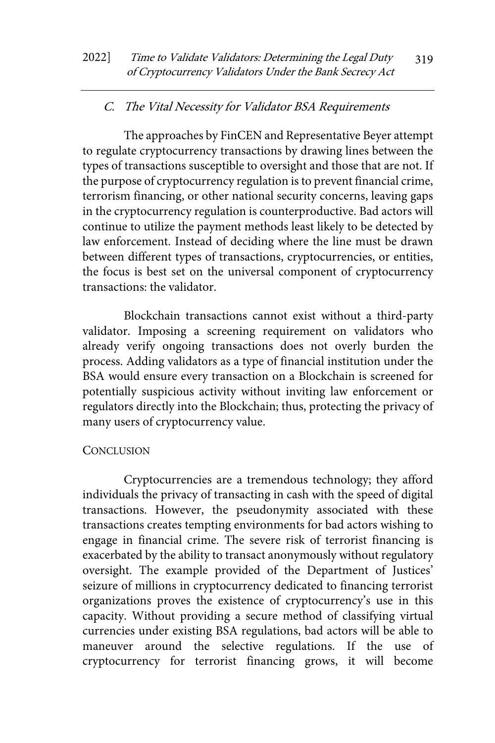### *C. The Vital Necessity for Validator BSA Requirements*

The approaches by FinCEN and Representative Beyer attempt to regulate cryptocurrency transactions by drawing lines between the types of transactions susceptible to oversight and those that are not. If the purpose of cryptocurrency regulation is to prevent financial crime, terrorism financing, or other national security concerns, leaving gaps in the cryptocurrency regulation is counterproductive. Bad actors will continue to utilize the payment methods least likely to be detected by law enforcement. Instead of deciding where the line must be drawn between different types of transactions, cryptocurrencies, or entities, the focus is best set on the universal component of cryptocurrency transactions: the validator.

Blockchain transactions cannot exist without a third-party validator. Imposing a screening requirement on validators who already verify ongoing transactions does not overly burden the process. Adding validators as a type of financial institution under the BSA would ensure every transaction on a Blockchain is screened for potentially suspicious activity without inviting law enforcement or regulators directly into the Blockchain; thus, protecting the privacy of many users of cryptocurrency value.

## CONCLUSION

Cryptocurrencies are a tremendous technology; they afford individuals the privacy of transacting in cash with the speed of digital transactions. However, the pseudonymity associated with these transactions creates tempting environments for bad actors wishing to engage in financial crime. The severe risk of terrorist financing is exacerbated by the ability to transact anonymously without regulatory oversight. The example provided of the Department of Justices' seizure of millions in cryptocurrency dedicated to financing terrorist organizations proves the existence of cryptocurrency's use in this capacity. Without providing a secure method of classifying virtual currencies under existing BSA regulations, bad actors will be able to maneuver around the selective regulations. If the use of cryptocurrency for terrorist financing grows, it will become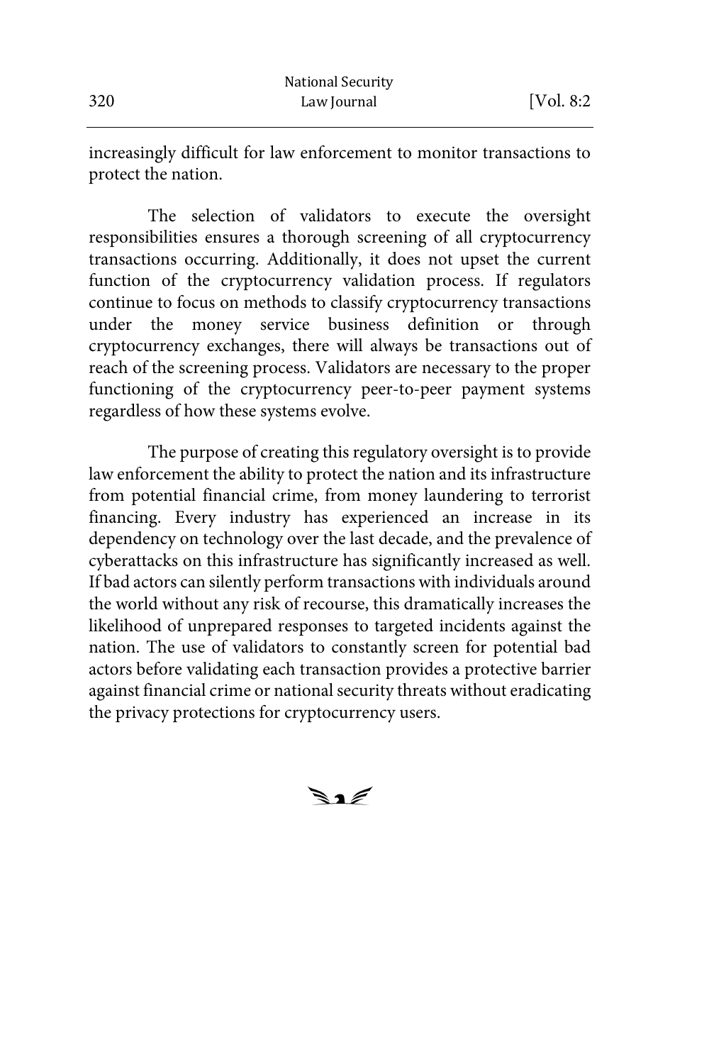increasingly difficult for law enforcement to monitor transactions to protect the nation.

The selection of validators to execute the oversight responsibilities ensures a thorough screening of all cryptocurrency transactions occurring. Additionally, it does not upset the current function of the cryptocurrency validation process. If regulators continue to focus on methods to classify cryptocurrency transactions under the money service business definition or through cryptocurrency exchanges, there will always be transactions out of reach of the screening process. Validators are necessary to the proper functioning of the cryptocurrency peer-to-peer payment systems regardless of how these systems evolve.

The purpose of creating this regulatory oversight is to provide law enforcement the ability to protect the nation and its infrastructure from potential financial crime, from money laundering to terrorist financing. Every industry has experienced an increase in its dependency on technology over the last decade, and the prevalence of cyberattacks on this infrastructure has significantly increased as well. If bad actors can silently perform transactions with individuals around the world without any risk of recourse, this dramatically increases the likelihood of unprepared responses to targeted incidents against the nation. The use of validators to constantly screen for potential bad actors before validating each transaction provides a protective barrier against financial crime or national security threats without eradicating the privacy protections for cryptocurrency users.